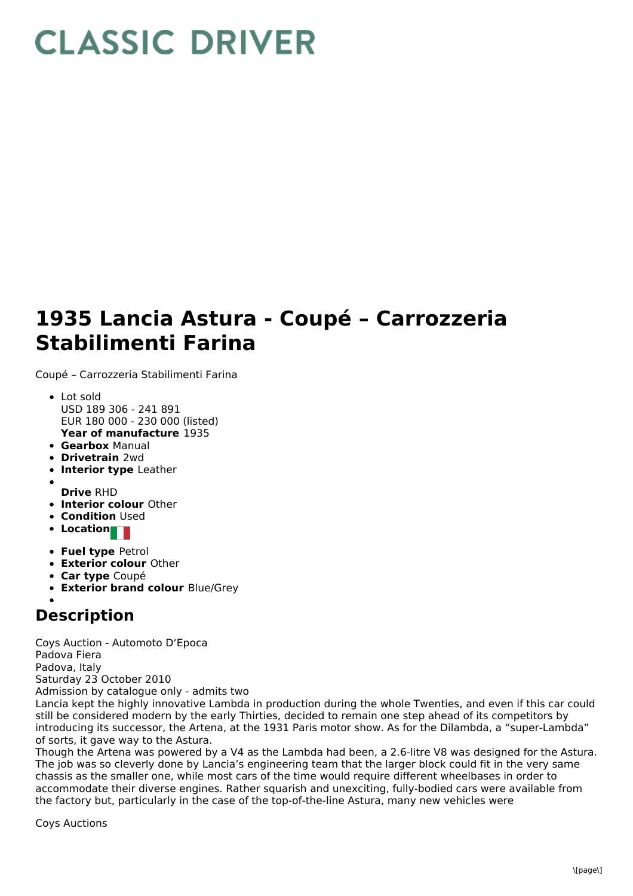# CLASSIC DRIVER

# 1935 Lancia Astura - Coupé – Carrozzeria Stabilimenti Farina

Coupé – Carrozzeria Stabilimenti Farina

- Lot sold
  USD 189 306 - 241 891
  EUR 180 000 - 230 000 (listed)
  **Year of manufacture** 1935
- **Gearbox** Manual
- **Drivetrain** 2wd
- **Interior type** Leather
- **Drive** RHD
- **Interior colour** Other
- **Condition** Used
- **Location**
- **Fuel type** Petrol
- **Exterior colour** Other
- **Car type** Coupé
- **Exterior brand colour** Blue/Grey

## Description

Coys Auction - Automoto D'Epoca
Padova Fiera
Padova, Italy
Saturday 23 October 2010
Admission by catalogue only - admits two
Lancia kept the highly innovative Lambda in production during the whole Twenties, and even if this car could still be considered modern by the early Thirties, decided to remain one step ahead of its competitors by introducing its successor, the Artena, at the 1931 Paris motor show. As for the Dilambda, a "super-Lambda" of sorts, it gave way to the Astura.
Though the Artena was powered by a V4 as the Lambda had been, a 2.6-litre V8 was designed for the Astura. The job was so cleverly done by Lancia's engineering team that the larger block could fit in the very same chassis as the smaller one, while most cars of the time would require different wheelbases in order to accommodate their diverse engines. Rather squarish and unexciting, fully-bodied cars were available from the factory but, particularly in the case of the top-of-the-line Astura, many new vehicles were

Coys Auctions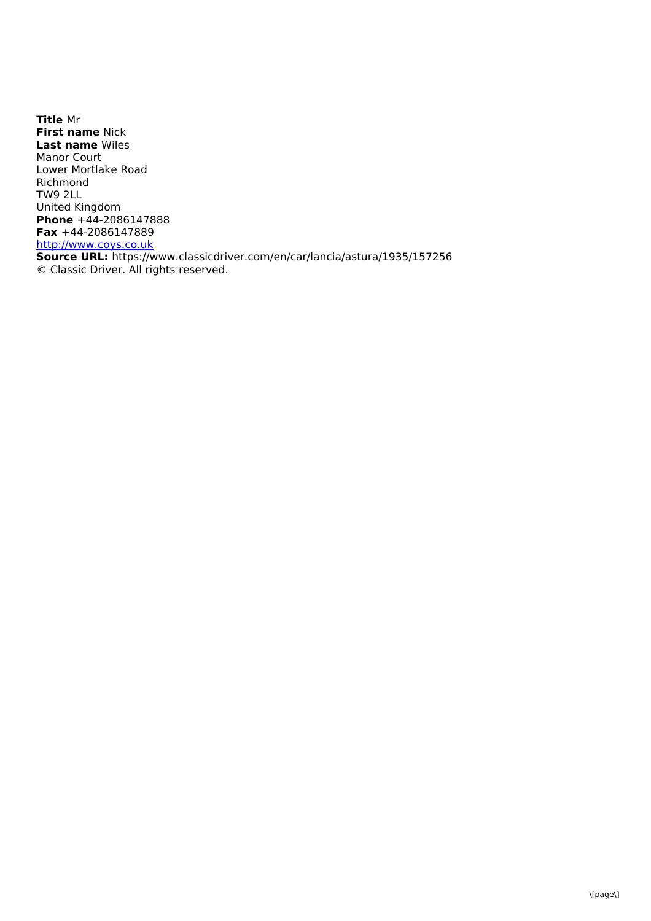**Title** Mr
**First name** Nick
**Last name** Wiles
Manor Court
Lower Mortlake Road
Richmond
TW9 2LL
United Kingdom
**Phone** +44-2086147888
**Fax** +44-2086147889
http://www.coys.co.uk
**Source URL:** https://www.classicdriver.com/en/car/lancia/astura/1935/157256
© Classic Driver. All rights reserved.